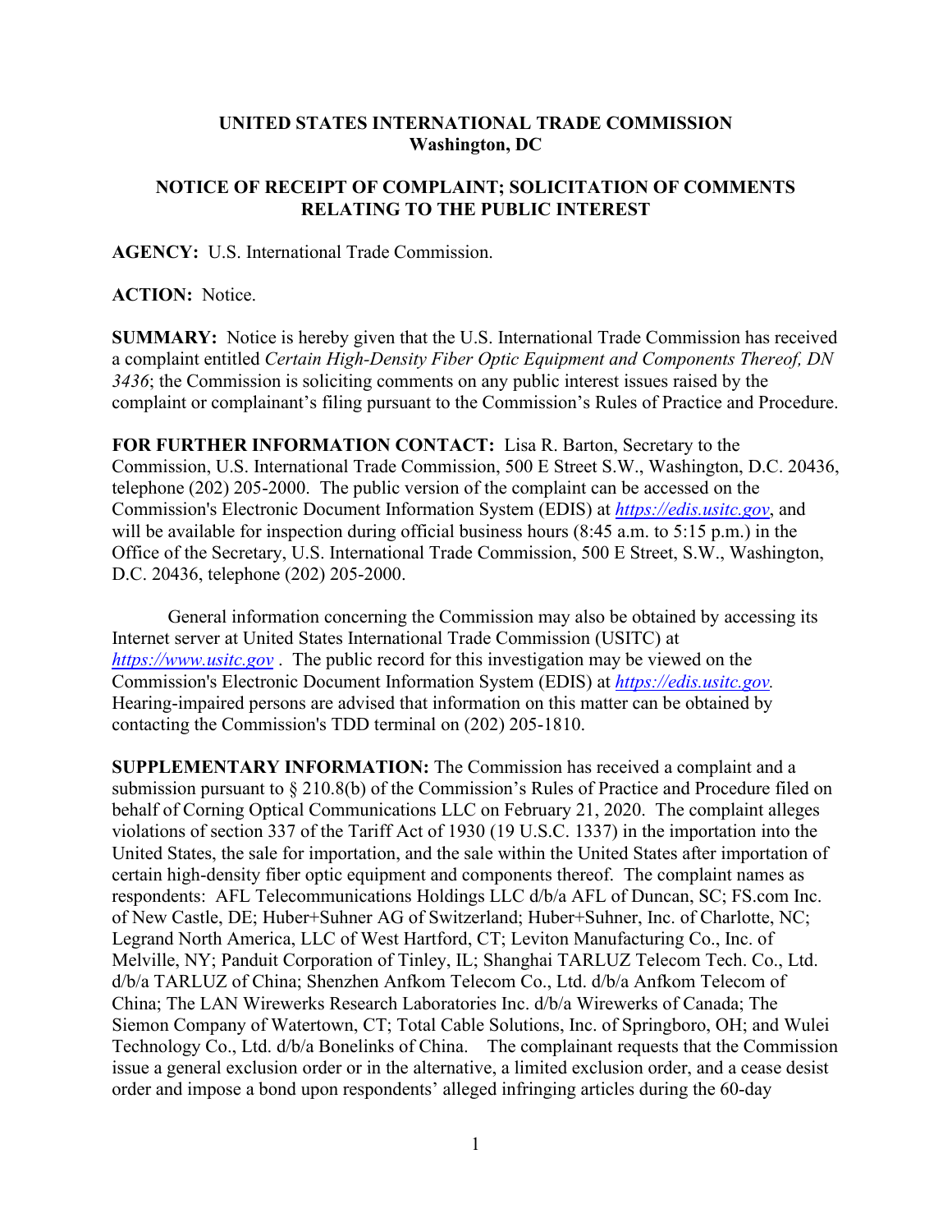**UNITED STATES INTERNATIONAL TRADE COMMISSION**
**Washington, DC**

**NOTICE OF RECEIPT OF COMPLAINT; SOLICITATION OF COMMENTS RELATING TO THE PUBLIC INTEREST**

**AGENCY:** U.S. International Trade Commission.

**ACTION:** Notice.

**SUMMARY:** Notice is hereby given that the U.S. International Trade Commission has received a complaint entitled *Certain High-Density Fiber Optic Equipment and Components Thereof, DN 3436*; the Commission is soliciting comments on any public interest issues raised by the complaint or complainant's filing pursuant to the Commission's Rules of Practice and Procedure.

**FOR FURTHER INFORMATION CONTACT:** Lisa R. Barton, Secretary to the Commission, U.S. International Trade Commission, 500 E Street S.W., Washington, D.C. 20436, telephone (202) 205-2000. The public version of the complaint can be accessed on the Commission's Electronic Document Information System (EDIS) at *https://edis.usitc.gov*, and will be available for inspection during official business hours (8:45 a.m. to 5:15 p.m.) in the Office of the Secretary, U.S. International Trade Commission, 500 E Street, S.W., Washington, D.C. 20436, telephone (202) 205-2000.

General information concerning the Commission may also be obtained by accessing its Internet server at United States International Trade Commission (USITC) at *https://www.usitc.gov* . The public record for this investigation may be viewed on the Commission's Electronic Document Information System (EDIS) at *https://edis.usitc.gov.* Hearing-impaired persons are advised that information on this matter can be obtained by contacting the Commission's TDD terminal on (202) 205-1810.

**SUPPLEMENTARY INFORMATION:** The Commission has received a complaint and a submission pursuant to § 210.8(b) of the Commission's Rules of Practice and Procedure filed on behalf of Corning Optical Communications LLC on February 21, 2020. The complaint alleges violations of section 337 of the Tariff Act of 1930 (19 U.S.C. 1337) in the importation into the United States, the sale for importation, and the sale within the United States after importation of certain high-density fiber optic equipment and components thereof. The complaint names as respondents: AFL Telecommunications Holdings LLC d/b/a AFL of Duncan, SC; FS.com Inc. of New Castle, DE; Huber+Suhner AG of Switzerland; Huber+Suhner, Inc. of Charlotte, NC; Legrand North America, LLC of West Hartford, CT; Leviton Manufacturing Co., Inc. of Melville, NY; Panduit Corporation of Tinley, IL; Shanghai TARLUZ Telecom Tech. Co., Ltd. d/b/a TARLUZ of China; Shenzhen Anfkom Telecom Co., Ltd. d/b/a Anfkom Telecom of China; The LAN Wirewerks Research Laboratories Inc. d/b/a Wirewerks of Canada; The Siemon Company of Watertown, CT; Total Cable Solutions, Inc. of Springboro, OH; and Wulei Technology Co., Ltd. d/b/a Bonelinks of China. The complainant requests that the Commission issue a general exclusion order or in the alternative, a limited exclusion order, and a cease desist order and impose a bond upon respondents' alleged infringing articles during the 60-day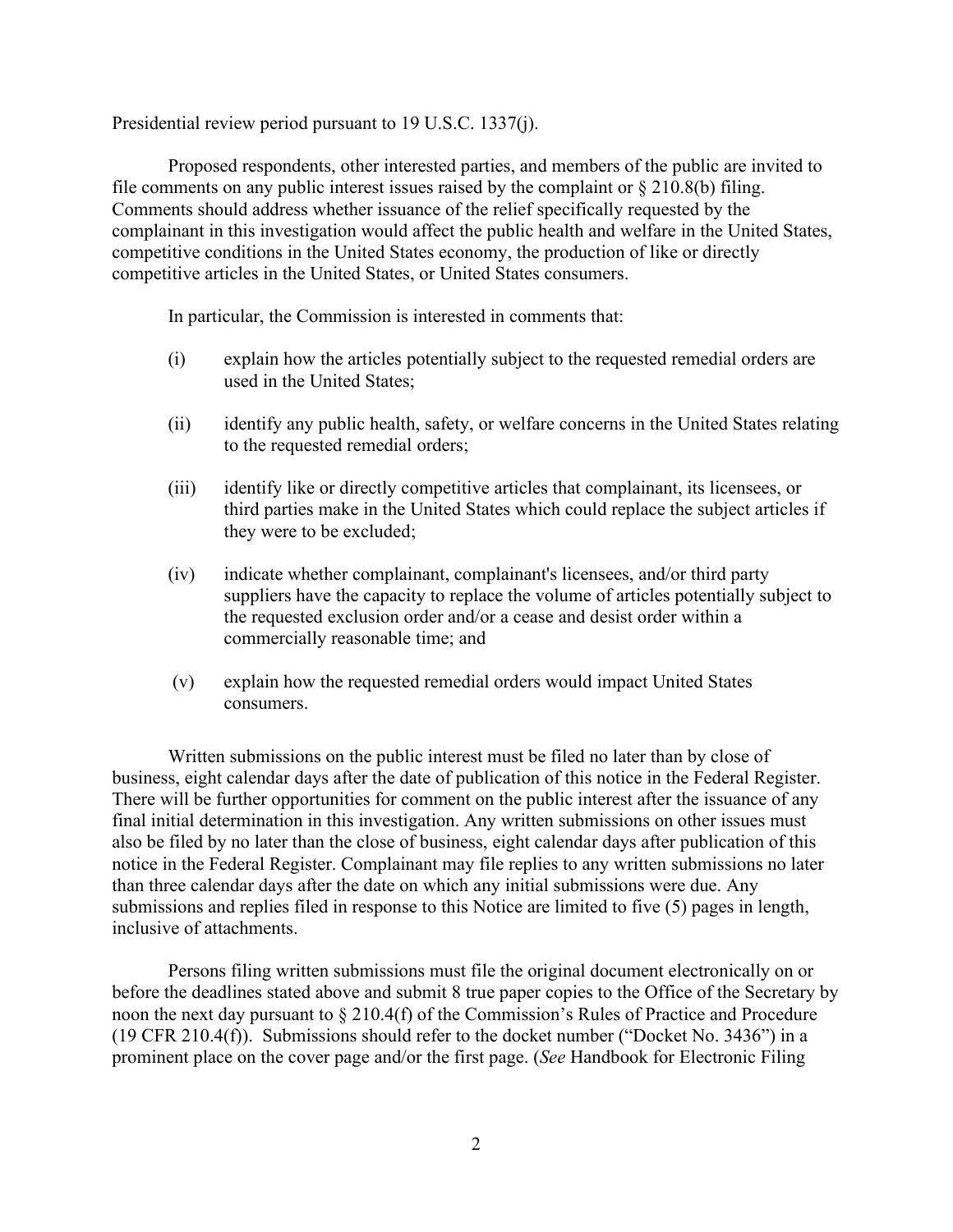Presidential review period pursuant to 19 U.S.C. 1337(j).

Proposed respondents, other interested parties, and members of the public are invited to file comments on any public interest issues raised by the complaint or § 210.8(b) filing. Comments should address whether issuance of the relief specifically requested by the complainant in this investigation would affect the public health and welfare in the United States, competitive conditions in the United States economy, the production of like or directly competitive articles in the United States, or United States consumers.

In particular, the Commission is interested in comments that:

(i) explain how the articles potentially subject to the requested remedial orders are used in the United States;

(ii) identify any public health, safety, or welfare concerns in the United States relating to the requested remedial orders;

(iii) identify like or directly competitive articles that complainant, its licensees, or third parties make in the United States which could replace the subject articles if they were to be excluded;

(iv) indicate whether complainant, complainant's licensees, and/or third party suppliers have the capacity to replace the volume of articles potentially subject to the requested exclusion order and/or a cease and desist order within a commercially reasonable time; and

(v) explain how the requested remedial orders would impact United States consumers.

Written submissions on the public interest must be filed no later than by close of business, eight calendar days after the date of publication of this notice in the Federal Register. There will be further opportunities for comment on the public interest after the issuance of any final initial determination in this investigation. Any written submissions on other issues must also be filed by no later than the close of business, eight calendar days after publication of this notice in the Federal Register. Complainant may file replies to any written submissions no later than three calendar days after the date on which any initial submissions were due. Any submissions and replies filed in response to this Notice are limited to five (5) pages in length, inclusive of attachments.

Persons filing written submissions must file the original document electronically on or before the deadlines stated above and submit 8 true paper copies to the Office of the Secretary by noon the next day pursuant to § 210.4(f) of the Commission's Rules of Practice and Procedure (19 CFR 210.4(f)). Submissions should refer to the docket number ("Docket No. 3436") in a prominent place on the cover page and/or the first page. (*See* Handbook for Electronic Filing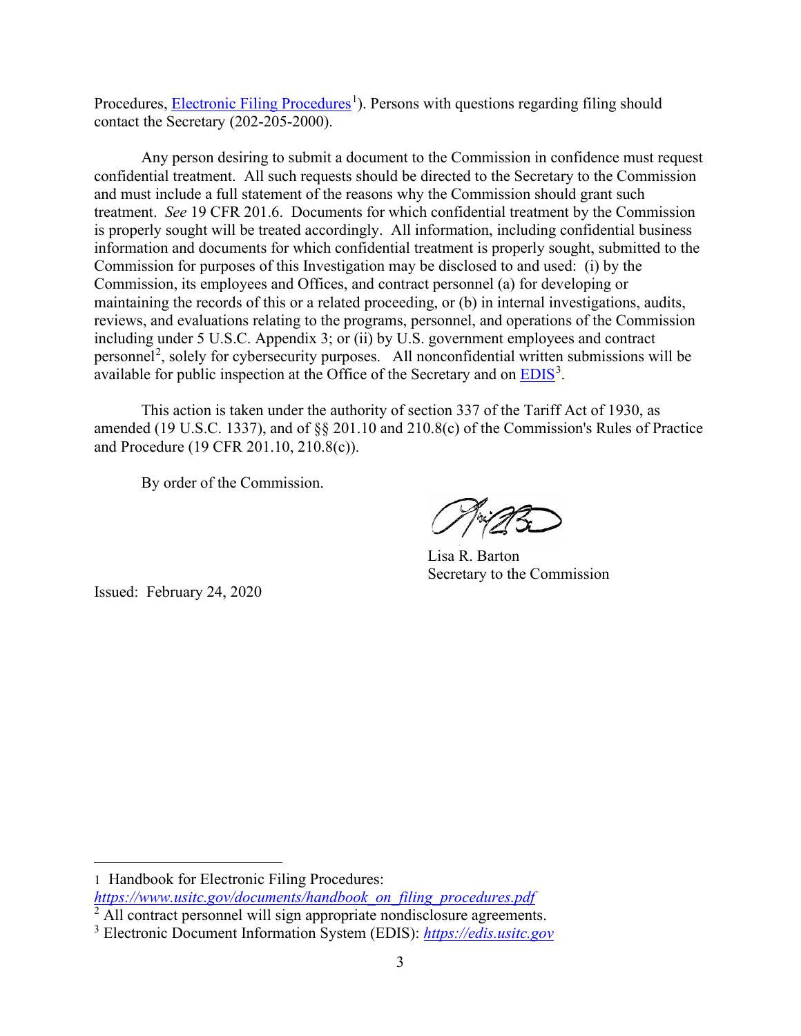Procedures, Electronic Filing Procedures[1]). Persons with questions regarding filing should contact the Secretary (202-205-2000).

Any person desiring to submit a document to the Commission in confidence must request confidential treatment. All such requests should be directed to the Secretary to the Commission and must include a full statement of the reasons why the Commission should grant such treatment. *See* 19 CFR 201.6. Documents for which confidential treatment by the Commission is properly sought will be treated accordingly. All information, including confidential business information and documents for which confidential treatment is properly sought, submitted to the Commission for purposes of this Investigation may be disclosed to and used: (i) by the Commission, its employees and Offices, and contract personnel (a) for developing or maintaining the records of this or a related proceeding, or (b) in internal investigations, audits, reviews, and evaluations relating to the programs, personnel, and operations of the Commission including under 5 U.S.C. Appendix 3; or (ii) by U.S. government employees and contract personnel[2], solely for cybersecurity purposes. All nonconfidential written submissions will be available for public inspection at the Office of the Secretary and on EDIS[3].

This action is taken under the authority of section 337 of the Tariff Act of 1930, as amended (19 U.S.C. 1337), and of §§ 201.10 and 210.8(c) of the Commission's Rules of Practice and Procedure (19 CFR 201.10, 210.8(c)).

By order of the Commission.

Lisa R. Barton
Secretary to the Commission

Issued: February 24, 2020

---

1 Handbook for Electronic Filing Procedures: *https://www.usitc.gov/documents/handbook_on_filing_procedures.pdf*

2 All contract personnel will sign appropriate nondisclosure agreements.

3 Electronic Document Information System (EDIS): *https://edis.usitc.gov*